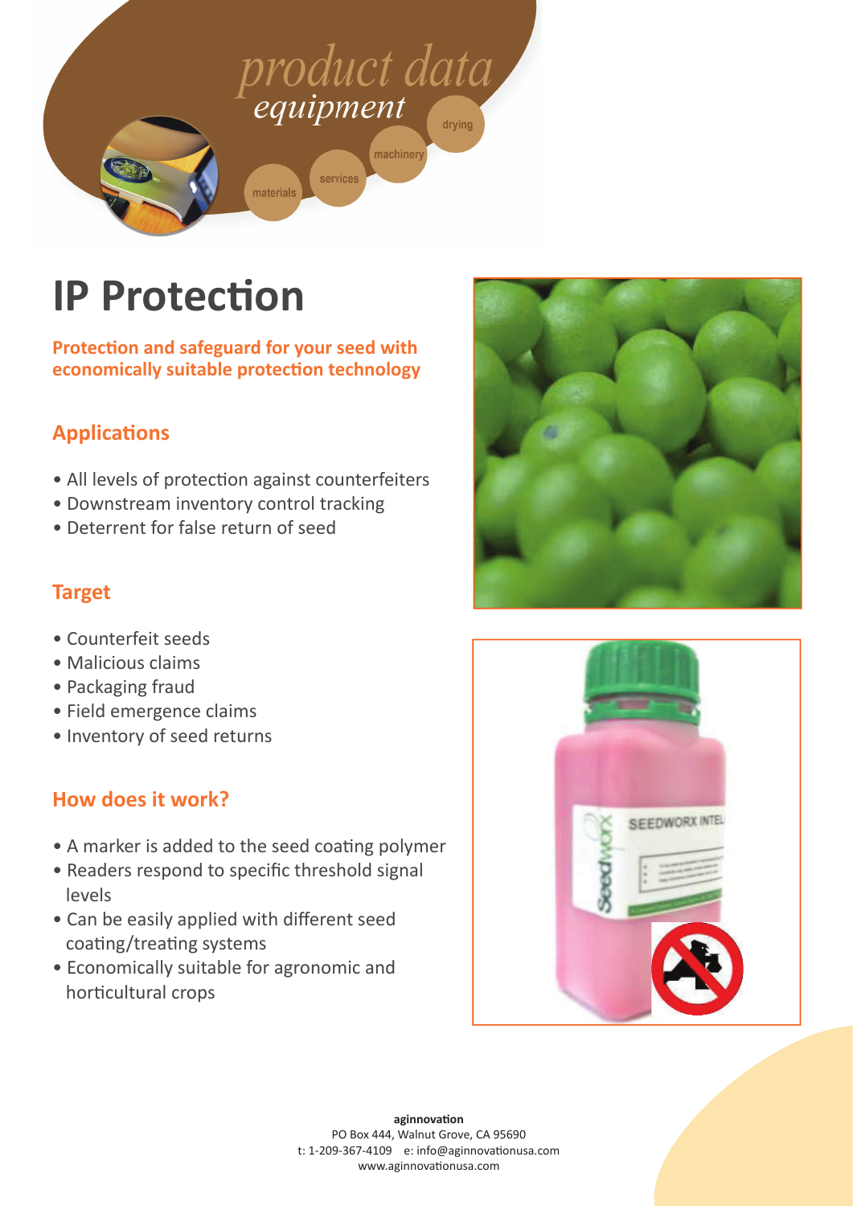# IP Protection

**Protection and safeguard for your seed with economically suitable protection technology**

## Applications

- All levels of protection against counterfeiters
- Downstream inventory control tracking
- Deterrent for false return of seed

## Target

- Counterfeit seeds
- Malicious claims
- Packaging fraud
- Field emergence claims
- Inventory of seed returns

## How does it work?

- A marker is added to the seed coating polymer
- Readers respond to specific threshold signal levels
- Can be easily applied with different seed coating/treating systems
- Economically suitable for agronomic and horticultural crops

**aginnovation**
PO Box 444, Walnut Grove, CA 95690
t: 1-209-367-4109 e: info@aginnovationusa.com
www.aginnovationusa.com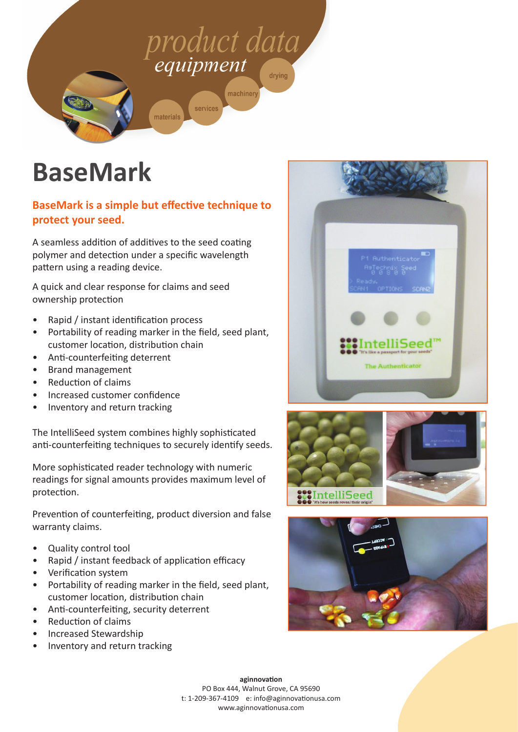# BaseMark

**BaseMark is a simple but effective technique to protect your seed.**

A seamless addition of additives to the seed coating polymer and detection under a specific wavelength pattern using a reading device.

A quick and clear response for claims and seed ownership protection

- Rapid / instant identification process
- Portability of reading marker in the field, seed plant, customer location, distribution chain
- Anti-counterfeiting deterrent
- Brand management
- Reduction of claims
- Increased customer confidence
- Inventory and return tracking

The IntelliSeed system combines highly sophisticated anti-counterfeiting techniques to securely identify seeds.

More sophisticated reader technology with numeric readings for signal amounts provides maximum level of protection.

Prevention of counterfeiting, product diversion and false warranty claims.

- Quality control tool
- Rapid / instant feedback of application efficacy
- Verification system
- Portability of reading marker in the field, seed plant, customer location, distribution chain
- Anti-counterfeiting, security deterrent
- Reduction of claims
- Increased Stewardship
- Inventory and return tracking

**aginnovation**
PO Box 444, Walnut Grove, CA 95690
t: 1-209-367-4109 e: info@aginnovationusa.com
www.aginnovationusa.com